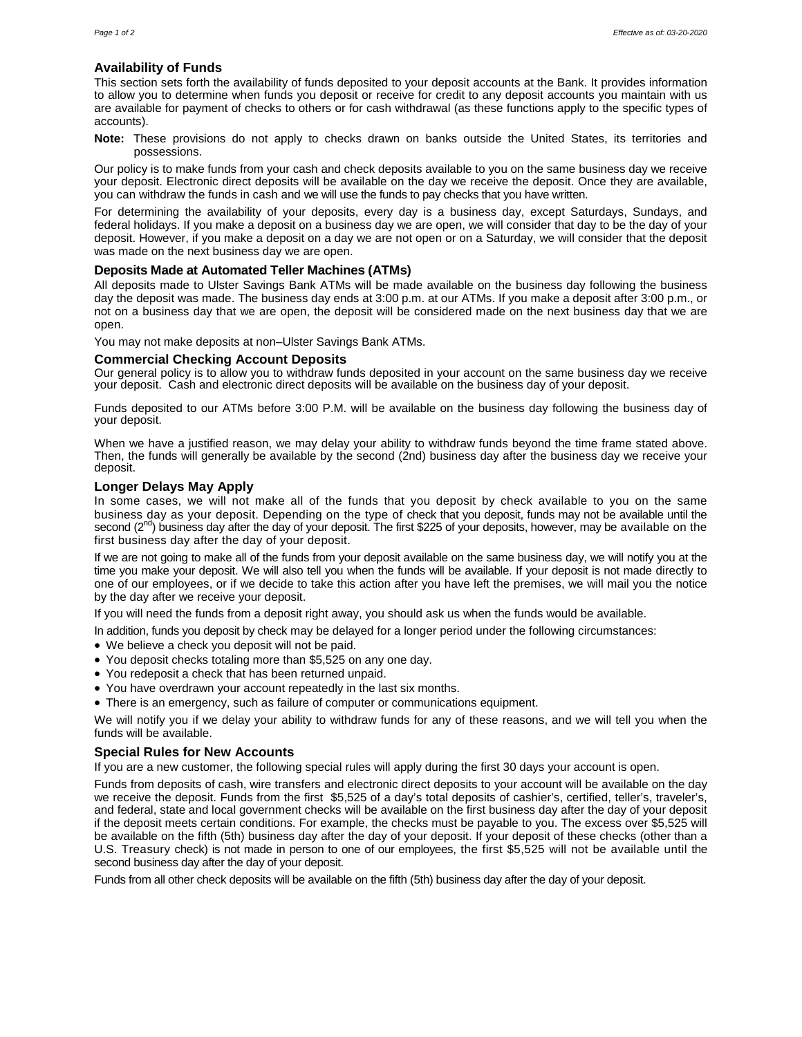## Availability of Funds

This section sets forth the availability of funds deposited to your deposit accounts at the Bank. It provides information to allow you to determine when funds you deposit or receive for credit to any deposit accounts you maintain with us are available for payment of checks to others or for cash withdrawal (as these functions apply to the specific types of accounts).

**Note:** These provisions do not apply to checks drawn on banks outside the United States, its territories and possessions.

Our policy is to make funds from your cash and check deposits available to you on the same business day we receive your deposit. Electronic direct deposits will be available on the day we receive the deposit. Once they are available, you can withdraw the funds in cash and we will use the funds to pay checks that you have written.

For determining the availability of your deposits, every day is a business day, except Saturdays, Sundays, and federal holidays. If you make a deposit on a business day we are open, we will consider that day to be the day of your deposit. However, if you make a deposit on a day we are not open or on a Saturday, we will consider that the deposit was made on the next business day we are open.

### Deposits Made at Automated Teller Machines (ATMs)

All deposits made to Ulster Savings Bank ATMs will be made available on the business day following the business day the deposit was made. The business day ends at 3:00 p.m. at our ATMs. If you make a deposit after 3:00 p.m., or not on a business day that we are open, the deposit will be considered made on the next business day that we are open.

You may not make deposits at non–Ulster Savings Bank ATMs.

### Commercial Checking Account Deposits

Our general policy is to allow you to withdraw funds deposited in your account on the same business day we receive your deposit. Cash and electronic direct deposits will be available on the business day of your deposit.

Funds deposited to our ATMs before 3:00 P.M. will be available on the business day following the business day of your deposit.

When we have a justified reason, we may delay your ability to withdraw funds beyond the time frame stated above. Then, the funds will generally be available by the second (2nd) business day after the business day we receive your deposit.

### Longer Delays May Apply

In some cases, we will not make all of the funds that you deposit by check available to you on the same business day as your deposit. Depending on the type of check that you deposit, funds may not be available until the second (2nd) business day after the day of your deposit. The first $225 of your deposits, however, may be available on the first business day after the day of your deposit.

If we are not going to make all of the funds from your deposit available on the same business day, we will notify you at the time you make your deposit. We will also tell you when the funds will be available. If your deposit is not made directly to one of our employees, or if we decide to take this action after you have left the premises, we will mail you the notice by the day after we receive your deposit.

If you will need the funds from a deposit right away, you should ask us when the funds would be available.

In addition, funds you deposit by check may be delayed for a longer period under the following circumstances:

- We believe a check you deposit will not be paid.
- You deposit checks totaling more than $5,525 on any one day.
- You redeposit a check that has been returned unpaid.
- You have overdrawn your account repeatedly in the last six months.
- There is an emergency, such as failure of computer or communications equipment.

We will notify you if we delay your ability to withdraw funds for any of these reasons, and we will tell you when the funds will be available.

### Special Rules for New Accounts

If you are a new customer, the following special rules will apply during the first 30 days your account is open.

Funds from deposits of cash, wire transfers and electronic direct deposits to your account will be available on the day we receive the deposit. Funds from the first $5,525 of a day's total deposits of cashier's, certified, teller's, traveler's, and federal, state and local government checks will be available on the first business day after the day of your deposit if the deposit meets certain conditions. For example, the checks must be payable to you. The excess over $5,525 will be available on the fifth (5th) business day after the day of your deposit. If your deposit of these checks (other than a U.S. Treasury check) is not made in person to one of our employees, the first $5,525 will not be available until the second business day after the day of your deposit.

Funds from all other check deposits will be available on the fifth (5th) business day after the day of your deposit.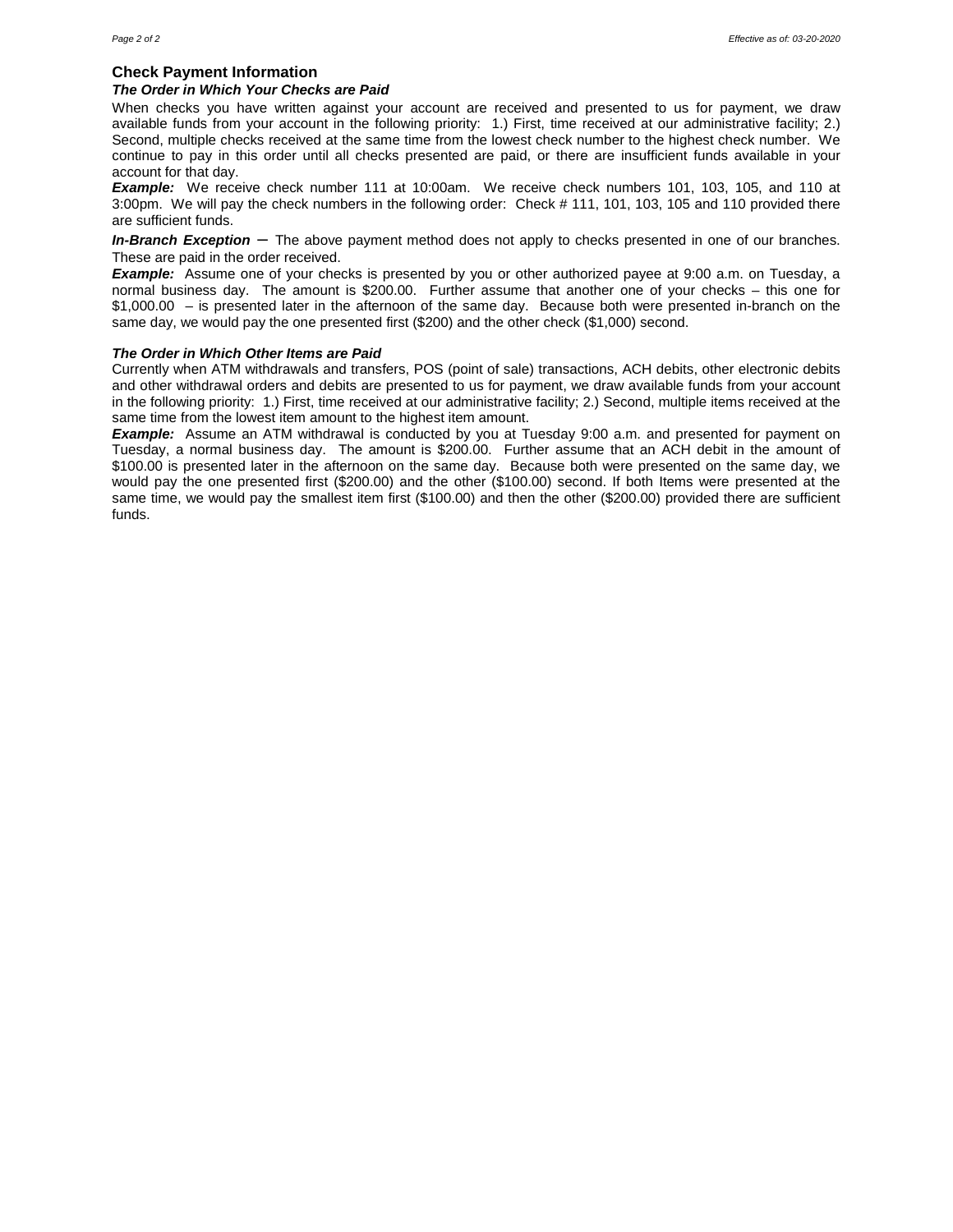## Check Payment Information

### *The Order in Which Your Checks are Paid*

When checks you have written against your account are received and presented to us for payment, we draw available funds from your account in the following priority: 1.) First, time received at our administrative facility; 2.) Second, multiple checks received at the same time from the lowest check number to the highest check number. We continue to pay in this order until all checks presented are paid, or there are insufficient funds available in your account for that day.

***Example:*** We receive check number 111 at 10:00am. We receive check numbers 101, 103, 105, and 110 at 3:00pm. We will pay the check numbers in the following order: Check # 111, 101, 103, 105 and 110 provided there are sufficient funds.

***In-Branch Exception*** – The above payment method does not apply to checks presented in one of our branches. These are paid in the order received.

***Example:*** Assume one of your checks is presented by you or other authorized payee at 9:00 a.m. on Tuesday, a normal business day. The amount is $200.00. Further assume that another one of your checks – this one for $1,000.00 – is presented later in the afternoon of the same day. Because both were presented in-branch on the same day, we would pay the one presented first ($200) and the other check ($1,000) second.

### *The Order in Which Other Items are Paid*

Currently when ATM withdrawals and transfers, POS (point of sale) transactions, ACH debits, other electronic debits and other withdrawal orders and debits are presented to us for payment, we draw available funds from your account in the following priority: 1.) First, time received at our administrative facility; 2.) Second, multiple items received at the same time from the lowest item amount to the highest item amount.

***Example:*** Assume an ATM withdrawal is conducted by you at Tuesday 9:00 a.m. and presented for payment on Tuesday, a normal business day. The amount is $200.00. Further assume that an ACH debit in the amount of $100.00 is presented later in the afternoon on the same day. Because both were presented on the same day, we would pay the one presented first ($200.00) and the other ($100.00) second. If both Items were presented at the same time, we would pay the smallest item first ($100.00) and then the other ($200.00) provided there are sufficient funds.